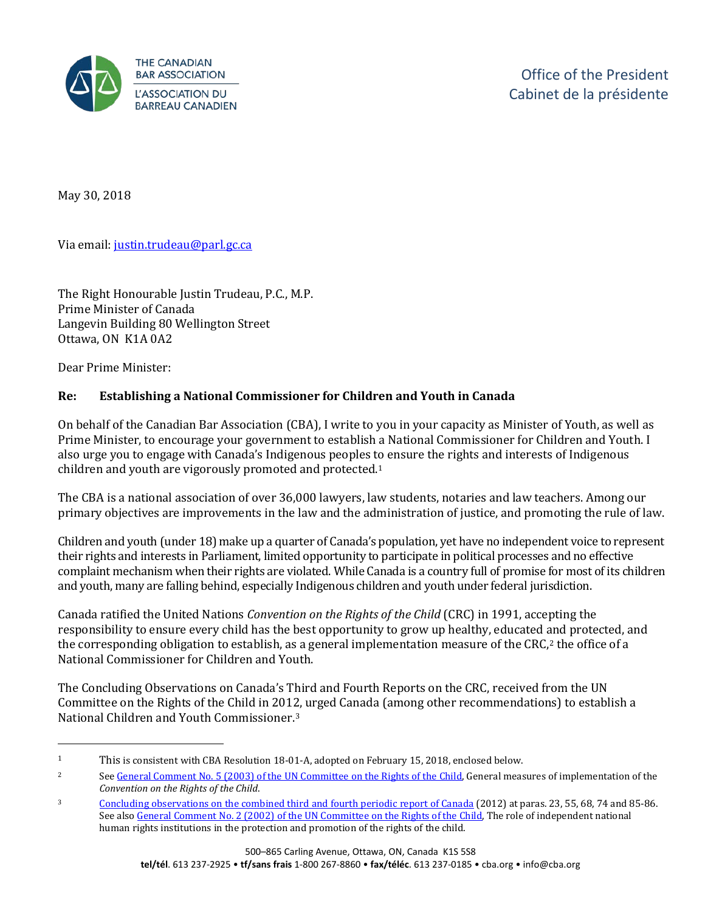THE CANADIAN BAR ASSOCIATION
L'ASSOCIATION DU BARREAU CANADIEN

Office of the President
Cabinet de la présidente

May 30, 2018

Via email: justin.trudeau@parl.gc.ca

The Right Honourable Justin Trudeau, P.C., M.P.
Prime Minister of Canada
Langevin Building 80 Wellington Street
Ottawa, ON K1A 0A2

Dear Prime Minister:

**Re: Establishing a National Commissioner for Children and Youth in Canada**

On behalf of the Canadian Bar Association (CBA), I write to you in your capacity as Minister of Youth, as well as Prime Minister, to encourage your government to establish a National Commissioner for Children and Youth. I also urge you to engage with Canada's Indigenous peoples to ensure the rights and interests of Indigenous children and youth are vigorously promoted and protected.[1]

The CBA is a national association of over 36,000 lawyers, law students, notaries and law teachers. Among our primary objectives are improvements in the law and the administration of justice, and promoting the rule of law.

Children and youth (under 18) make up a quarter of Canada's population, yet have no independent voice to represent their rights and interests in Parliament, limited opportunity to participate in political processes and no effective complaint mechanism when their rights are violated. While Canada is a country full of promise for most of its children and youth, many are falling behind, especially Indigenous children and youth under federal jurisdiction.

Canada ratified the United Nations *Convention on the Rights of the Child* (CRC) in 1991, accepting the responsibility to ensure every child has the best opportunity to grow up healthy, educated and protected, and the corresponding obligation to establish, as a general implementation measure of the CRC,[2] the office of a National Commissioner for Children and Youth.

The Concluding Observations on Canada's Third and Fourth Reports on the CRC, received from the UN Committee on the Rights of the Child in 2012, urged Canada (among other recommendations) to establish a National Children and Youth Commissioner.[3]

---

[1] This is consistent with CBA Resolution 18-01-A, adopted on February 15, 2018, enclosed below.

[2] See General Comment No. 5 (2003) of the UN Committee on the Rights of the Child, General measures of implementation of the *Convention on the Rights of the Child*.

[3] Concluding observations on the combined third and fourth periodic report of Canada (2012) at paras. 23, 55, 68, 74 and 85-86. See also General Comment No. 2 (2002) of the UN Committee on the Rights of the Child, The role of independent national human rights institutions in the protection and promotion of the rights of the child.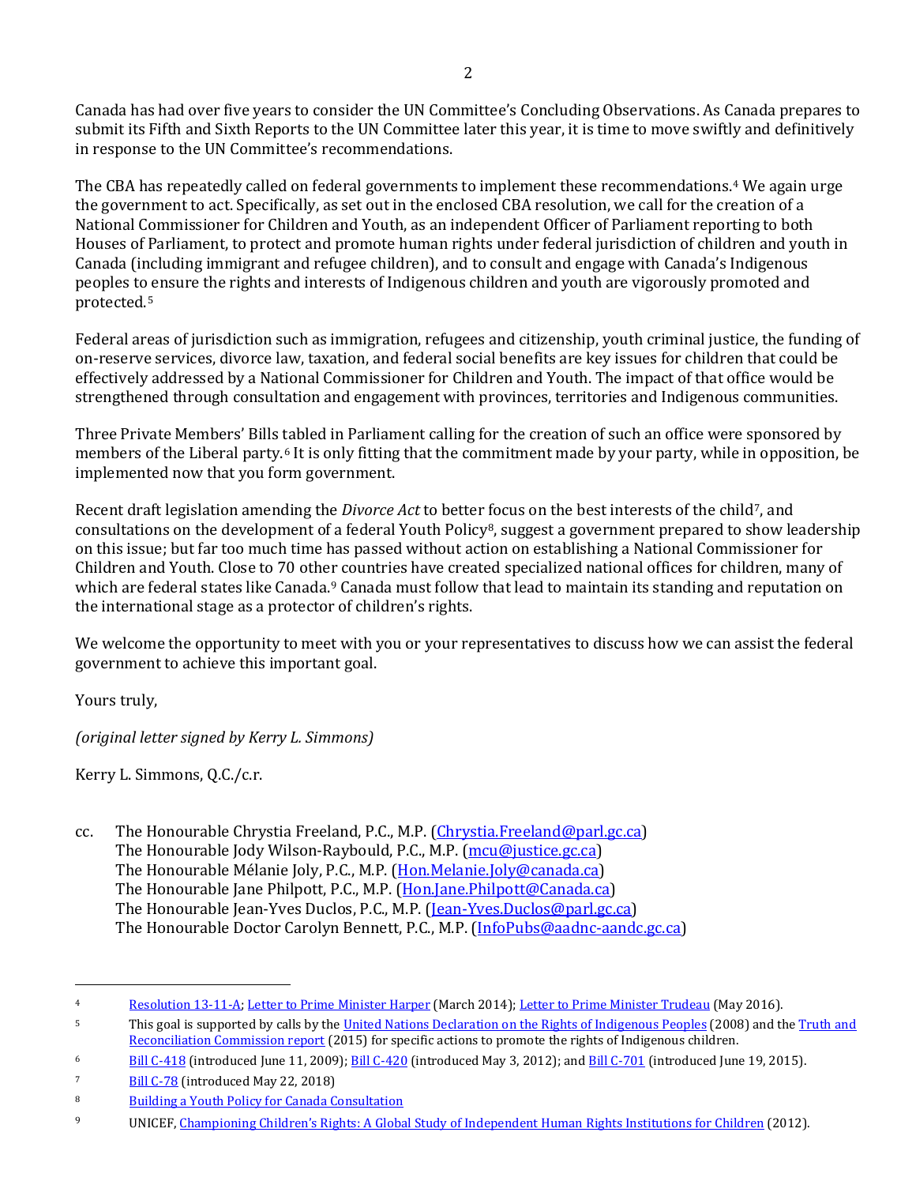Canada has had over five years to consider the UN Committee's Concluding Observations. As Canada prepares to submit its Fifth and Sixth Reports to the UN Committee later this year, it is time to move swiftly and definitively in response to the UN Committee's recommendations.

The CBA has repeatedly called on federal governments to implement these recommendations.[4] We again urge the government to act. Specifically, as set out in the enclosed CBA resolution, we call for the creation of a National Commissioner for Children and Youth, as an independent Officer of Parliament reporting to both Houses of Parliament, to protect and promote human rights under federal jurisdiction of children and youth in Canada (including immigrant and refugee children), and to consult and engage with Canada's Indigenous peoples to ensure the rights and interests of Indigenous children and youth are vigorously promoted and protected.[5]

Federal areas of jurisdiction such as immigration, refugees and citizenship, youth criminal justice, the funding of on-reserve services, divorce law, taxation, and federal social benefits are key issues for children that could be effectively addressed by a National Commissioner for Children and Youth. The impact of that office would be strengthened through consultation and engagement with provinces, territories and Indigenous communities.

Three Private Members' Bills tabled in Parliament calling for the creation of such an office were sponsored by members of the Liberal party.[6] It is only fitting that the commitment made by your party, while in opposition, be implemented now that you form government.

Recent draft legislation amending the *Divorce Act* to better focus on the best interests of the child[7], and consultations on the development of a federal Youth Policy[8], suggest a government prepared to show leadership on this issue; but far too much time has passed without action on establishing a National Commissioner for Children and Youth. Close to 70 other countries have created specialized national offices for children, many of which are federal states like Canada.[9] Canada must follow that lead to maintain its standing and reputation on the international stage as a protector of children's rights.

We welcome the opportunity to meet with you or your representatives to discuss how we can assist the federal government to achieve this important goal.

Yours truly,

*(original letter signed by Kerry L. Simmons)*

Kerry L. Simmons, Q.C./c.r.

cc. The Honourable Chrystia Freeland, P.C., M.P. (Chrystia.Freeland@parl.gc.ca)
The Honourable Jody Wilson-Raybould, P.C., M.P. (mcu@justice.gc.ca)
The Honourable Mélanie Joly, P.C., M.P. (Hon.Melanie.Joly@canada.ca)
The Honourable Jane Philpott, P.C., M.P. (Hon.Jane.Philpott@Canada.ca)
The Honourable Jean-Yves Duclos, P.C., M.P. (Jean-Yves.Duclos@parl.gc.ca)
The Honourable Doctor Carolyn Bennett, P.C., M.P. (InfoPubs@aadnc-aandc.gc.ca)

---

[4] Resolution 13-11-A; Letter to Prime Minister Harper (March 2014); Letter to Prime Minister Trudeau (May 2016).

[5] This goal is supported by calls by the United Nations Declaration on the Rights of Indigenous Peoples (2008) and the Truth and Reconciliation Commission report (2015) for specific actions to promote the rights of Indigenous children.

[6] Bill C-418 (introduced June 11, 2009); Bill C-420 (introduced May 3, 2012); and Bill C-701 (introduced June 19, 2015).

[7] Bill C-78 (introduced May 22, 2018)

[8] Building a Youth Policy for Canada Consultation

[9] UNICEF, Championing Children's Rights: A Global Study of Independent Human Rights Institutions for Children (2012).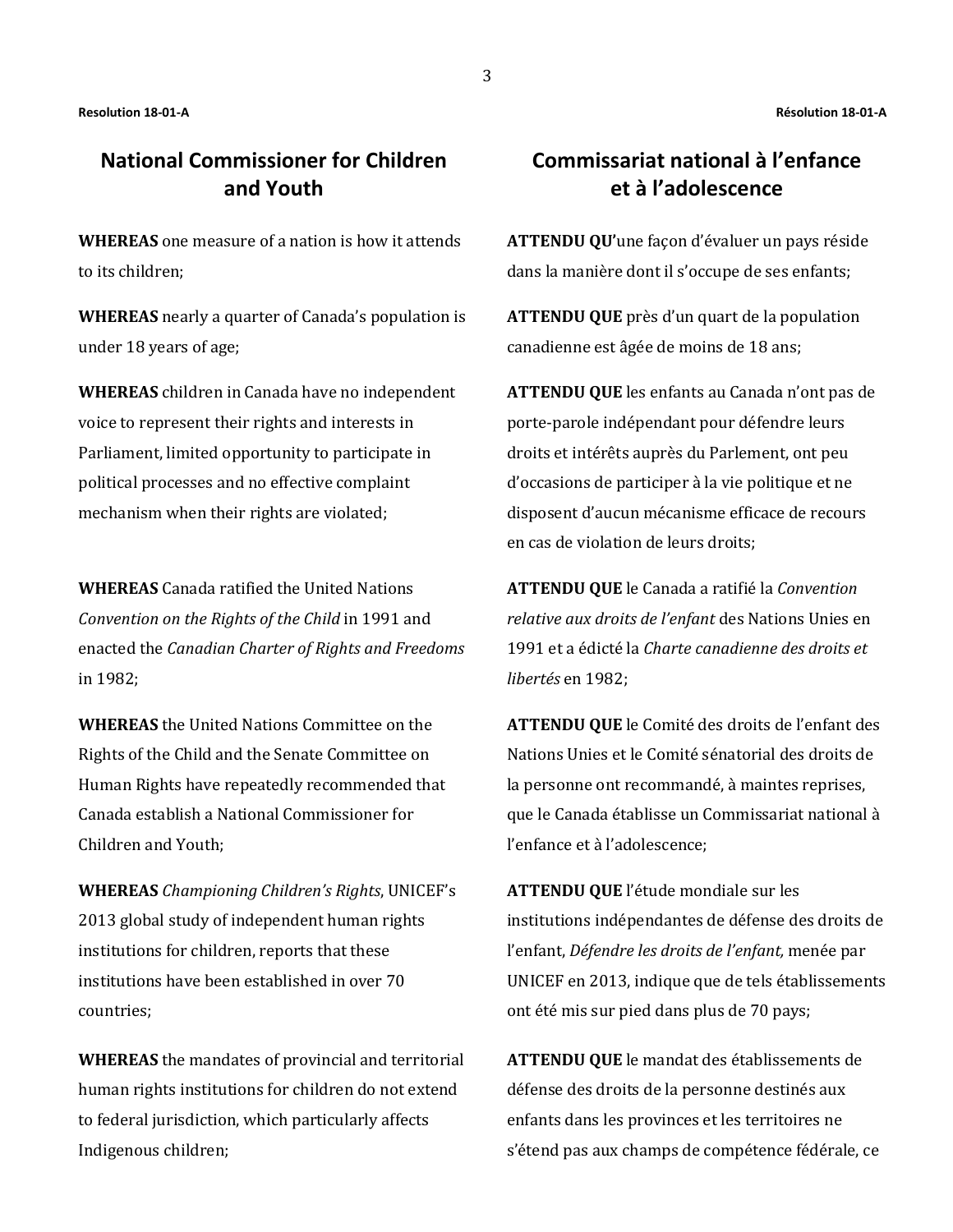Resolution 18-01-A

## National Commissioner for Children and Youth

**WHEREAS** one measure of a nation is how it attends to its children;

**WHEREAS** nearly a quarter of Canada's population is under 18 years of age;

**WHEREAS** children in Canada have no independent voice to represent their rights and interests in Parliament, limited opportunity to participate in political processes and no effective complaint mechanism when their rights are violated;

**WHEREAS** Canada ratified the United Nations *Convention on the Rights of the Child* in 1991 and enacted the *Canadian Charter of Rights and Freedoms* in 1982;

**WHEREAS** the United Nations Committee on the Rights of the Child and the Senate Committee on Human Rights have repeatedly recommended that Canada establish a National Commissioner for Children and Youth;

**WHEREAS** *Championing Children's Rights*, UNICEF's 2013 global study of independent human rights institutions for children, reports that these institutions have been established in over 70 countries;

**WHEREAS** the mandates of provincial and territorial human rights institutions for children do not extend to federal jurisdiction, which particularly affects Indigenous children;

Résolution 18-01-A

## Commissariat national à l'enfance et à l'adolescence

**ATTENDU QU'**une façon d'évaluer un pays réside dans la manière dont il s'occupe de ses enfants;

**ATTENDU QUE** près d'un quart de la population canadienne est âgée de moins de 18 ans;

**ATTENDU QUE** les enfants au Canada n'ont pas de porte-parole indépendant pour défendre leurs droits et intérêts auprès du Parlement, ont peu d'occasions de participer à la vie politique et ne disposent d'aucun mécanisme efficace de recours en cas de violation de leurs droits;

**ATTENDU QUE** le Canada a ratifié la *Convention relative aux droits de l'enfant* des Nations Unies en 1991 et a édicté la *Charte canadienne des droits et libertés* en 1982;

**ATTENDU QUE** le Comité des droits de l'enfant des Nations Unies et le Comité sénatorial des droits de la personne ont recommandé, à maintes reprises, que le Canada établisse un Commissariat national à l'enfance et à l'adolescence;

**ATTENDU QUE** l'étude mondiale sur les institutions indépendantes de défense des droits de l'enfant, *Défendre les droits de l'enfant,* menée par UNICEF en 2013, indique que de tels établissements ont été mis sur pied dans plus de 70 pays;

**ATTENDU QUE** le mandat des établissements de défense des droits de la personne destinés aux enfants dans les provinces et les territoires ne s'étend pas aux champs de compétence fédérale, ce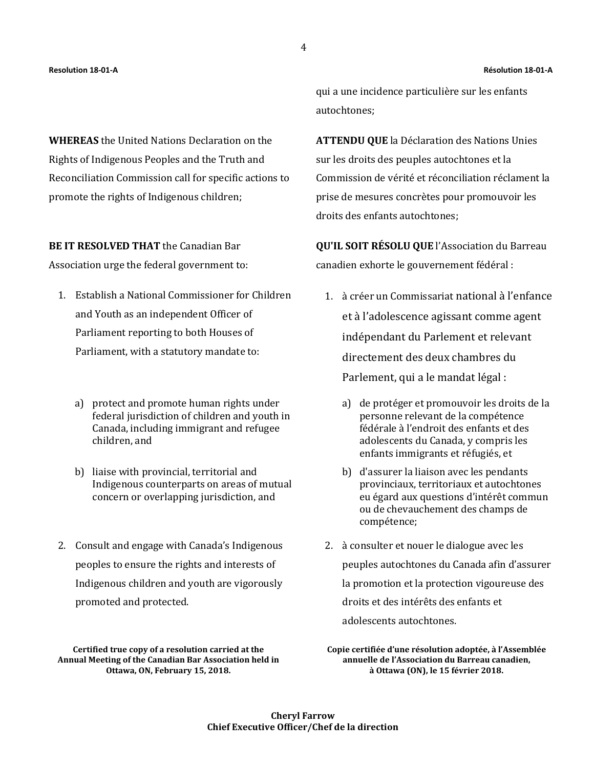qui a une incidence particulière sur les enfants autochtones;

**WHEREAS** the United Nations Declaration on the Rights of Indigenous Peoples and the Truth and Reconciliation Commission call for specific actions to promote the rights of Indigenous children;

**BE IT RESOLVED THAT** the Canadian Bar Association urge the federal government to:

1. Establish a National Commissioner for Children and Youth as an independent Officer of Parliament reporting to both Houses of Parliament, with a statutory mandate to:

   a) protect and promote human rights under federal jurisdiction of children and youth in Canada, including immigrant and refugee children, and

   b) liaise with provincial, territorial and Indigenous counterparts on areas of mutual concern or overlapping jurisdiction, and

2. Consult and engage with Canada's Indigenous peoples to ensure the rights and interests of Indigenous children and youth are vigorously promoted and protected.

**Certified true copy of a resolution carried at the Annual Meeting of the Canadian Bar Association held in Ottawa, ON, February 15, 2018.**

**ATTENDU QUE** la Déclaration des Nations Unies sur les droits des peuples autochtones et la Commission de vérité et réconciliation réclament la prise de mesures concrètes pour promouvoir les droits des enfants autochtones;

**QU'IL SOIT RÉSOLU QUE** l'Association du Barreau canadien exhorte le gouvernement fédéral :

1. à créer un Commissariat national à l'enfance et à l'adolescence agissant comme agent indépendant du Parlement et relevant directement des deux chambres du Parlement, qui a le mandat légal :

   a) de protéger et promouvoir les droits de la personne relevant de la compétence fédérale à l'endroit des enfants et des adolescents du Canada, y compris les enfants immigrants et réfugiés, et

   b) d'assurer la liaison avec les pendants provinciaux, territoriaux et autochtones eu égard aux questions d'intérêt commun ou de chevauchement des champs de compétence;

2. à consulter et nouer le dialogue avec les peuples autochtones du Canada afin d'assurer la promotion et la protection vigoureuse des droits et des intérêts des enfants et adolescents autochtones.

**Copie certifiée d'une résolution adoptée, à l'Assemblée annuelle de l'Association du Barreau canadien, à Ottawa (ON), le 15 février 2018.**

**Cheryl Farrow**
**Chief Executive Officer/Chef de la direction**